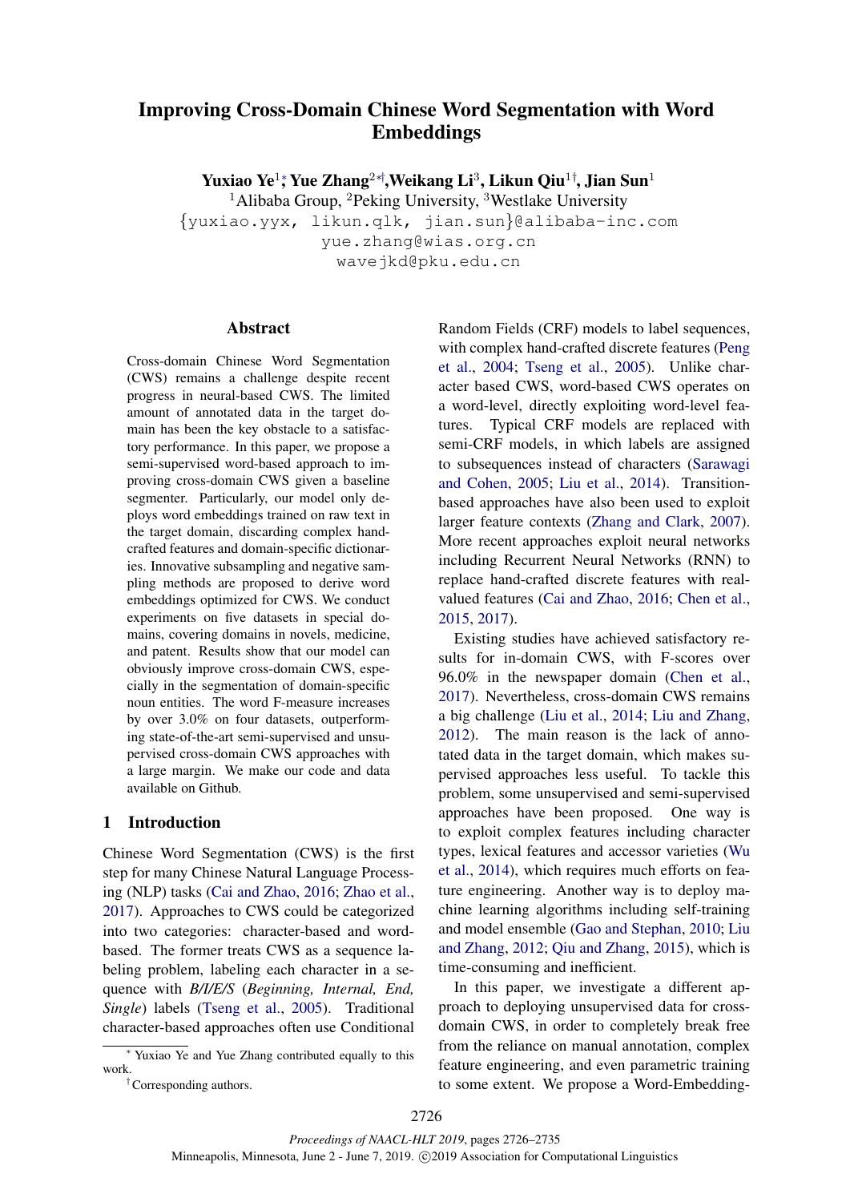# Improving Cross-Domain Chinese Word Segmentation with Word Embeddings

**Yuxiao Ye[1]*, Yue Zhang[2*†], Weikang Li[3], Likun Qiu[1†], Jian Sun[1]**

[1]Alibaba Group, [2]Peking University, [3]Westlake University

{yuxiao.yyx, likun.qlk, jian.sun}@alibaba-inc.com
yue.zhang@wias.org.cn
wavejkd@pku.edu.cn

## Abstract

Cross-domain Chinese Word Segmentation (CWS) remains a challenge despite recent progress in neural-based CWS. The limited amount of annotated data in the target domain has been the key obstacle to a satisfactory performance. In this paper, we propose a semi-supervised word-based approach to improving cross-domain CWS given a baseline segmenter. Particularly, our model only deploys word embeddings trained on raw text in the target domain, discarding complex hand-crafted features and domain-specific dictionaries. Innovative subsampling and negative sampling methods are proposed to derive word embeddings optimized for CWS. We conduct experiments on five datasets in special domains, covering domains in novels, medicine, and patent. Results show that our model can obviously improve cross-domain CWS, especially in the segmentation of domain-specific noun entities. The word F-measure increases by over 3.0% on four datasets, outperforming state-of-the-art semi-supervised and unsupervised cross-domain CWS approaches with a large margin. We make our code and data available on Github.

## 1 Introduction

Chinese Word Segmentation (CWS) is the first step for many Chinese Natural Language Processing (NLP) tasks (Cai and Zhao, 2016; Zhao et al., 2017). Approaches to CWS could be categorized into two categories: character-based and word-based. The former treats CWS as a sequence labeling problem, labeling each character in a sequence with *B/I/E/S* (*Beginning, Internal, End, Single*) labels (Tseng et al., 2005). Traditional character-based approaches often use Conditional Random Fields (CRF) models to label sequences, with complex hand-crafted discrete features (Peng et al., 2004; Tseng et al., 2005). Unlike character based CWS, word-based CWS operates on a word-level, directly exploiting word-level features. Typical CRF models are replaced with semi-CRF models, in which labels are assigned to subsequences instead of characters (Sarawagi and Cohen, 2005; Liu et al., 2014). Transition-based approaches have also been used to exploit larger feature contexts (Zhang and Clark, 2007). More recent approaches exploit neural networks including Recurrent Neural Networks (RNN) to replace hand-crafted discrete features with real-valued features (Cai and Zhao, 2016; Chen et al., 2015, 2017).

Existing studies have achieved satisfactory results for in-domain CWS, with F-scores over 96.0% in the newspaper domain (Chen et al., 2017). Nevertheless, cross-domain CWS remains a big challenge (Liu et al., 2014; Liu and Zhang, 2012). The main reason is the lack of annotated data in the target domain, which makes supervised approaches less useful. To tackle this problem, some unsupervised and semi-supervised approaches have been proposed. One way is to exploit complex features including character types, lexical features and accessor varieties (Wu et al., 2014), which requires much efforts on feature engineering. Another way is to deploy machine learning algorithms including self-training and model ensemble (Gao and Stephan, 2010; Liu and Zhang, 2012; Qiu and Zhang, 2015), which is time-consuming and inefficient.

In this paper, we investigate a different approach to deploying unsupervised data for cross-domain CWS, in order to completely break free from the reliance on manual annotation, complex feature engineering, and even parametric training to some extent. We propose a Word-Embedding-

---

* Yuxiao Ye and Yue Zhang contributed equally to this work.

† Corresponding authors.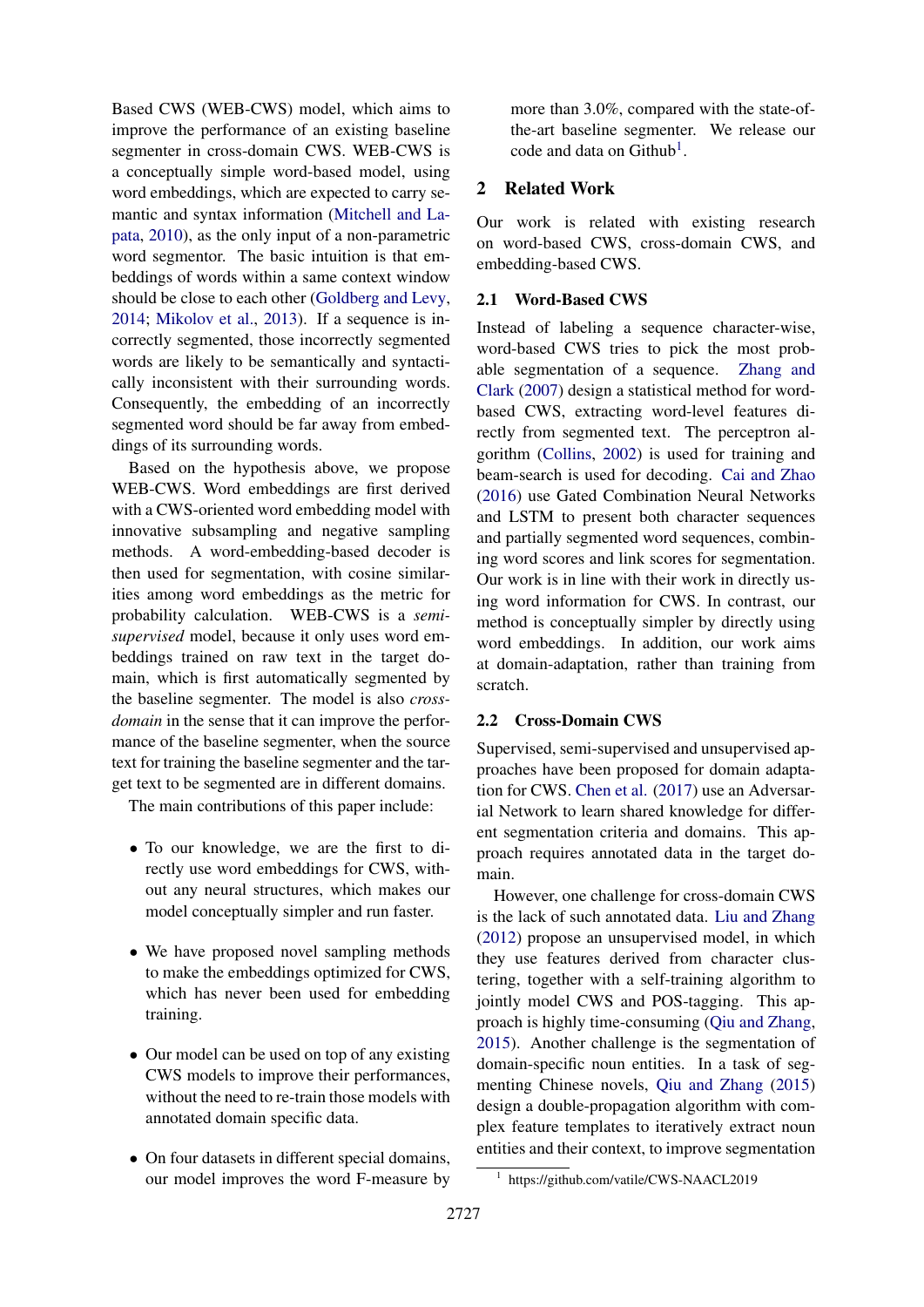Based CWS (WEB-CWS) model, which aims to improve the performance of an existing baseline segmenter in cross-domain CWS. WEB-CWS is a conceptually simple word-based model, using word embeddings, which are expected to carry semantic and syntax information (Mitchell and Lapata, 2010), as the only input of a non-parametric word segmentor. The basic intuition is that embeddings of words within a same context window should be close to each other (Goldberg and Levy, 2014; Mikolov et al., 2013). If a sequence is incorrectly segmented, those incorrectly segmented words are likely to be semantically and syntactically inconsistent with their surrounding words. Consequently, the embedding of an incorrectly segmented word should be far away from embeddings of its surrounding words.

Based on the hypothesis above, we propose WEB-CWS. Word embeddings are first derived with a CWS-oriented word embedding model with innovative subsampling and negative sampling methods. A word-embedding-based decoder is then used for segmentation, with cosine similarities among word embeddings as the metric for probability calculation. WEB-CWS is a *semi-supervised* model, because it only uses word embeddings trained on raw text in the target domain, which is first automatically segmented by the baseline segmenter. The model is also *cross-domain* in the sense that it can improve the performance of the baseline segmenter, when the source text for training the baseline segmenter and the target text to be segmented are in different domains.

The main contributions of this paper include:

- To our knowledge, we are the first to directly use word embeddings for CWS, without any neural structures, which makes our model conceptually simpler and run faster.
- We have proposed novel sampling methods to make the embeddings optimized for CWS, which has never been used for embedding training.
- Our model can be used on top of any existing CWS models to improve their performances, without the need to re-train those models with annotated domain specific data.
- On four datasets in different special domains, our model improves the word F-measure by more than 3.0%, compared with the state-of-the-art baseline segmenter. We release our code and data on Github[1].

## 2 Related Work

Our work is related with existing research on word-based CWS, cross-domain CWS, and embedding-based CWS.

### 2.1 Word-Based CWS

Instead of labeling a sequence character-wise, word-based CWS tries to pick the most probable segmentation of a sequence. Zhang and Clark (2007) design a statistical method for word-based CWS, extracting word-level features directly from segmented text. The perceptron algorithm (Collins, 2002) is used for training and beam-search is used for decoding. Cai and Zhao (2016) use Gated Combination Neural Networks and LSTM to present both character sequences and partially segmented word sequences, combining word scores and link scores for segmentation. Our work is in line with their work in directly using word information for CWS. In contrast, our method is conceptually simpler by directly using word embeddings. In addition, our work aims at domain-adaptation, rather than training from scratch.

### 2.2 Cross-Domain CWS

Supervised, semi-supervised and unsupervised approaches have been proposed for domain adaptation for CWS. Chen et al. (2017) use an Adversarial Network to learn shared knowledge for different segmentation criteria and domains. This approach requires annotated data in the target domain.

However, one challenge for cross-domain CWS is the lack of such annotated data. Liu and Zhang (2012) propose an unsupervised model, in which they use features derived from character clustering, together with a self-training algorithm to jointly model CWS and POS-tagging. This approach is highly time-consuming (Qiu and Zhang, 2015). Another challenge is the segmentation of domain-specific noun entities. In a task of segmenting Chinese novels, Qiu and Zhang (2015) design a double-propagation algorithm with complex feature templates to iteratively extract noun entities and their context, to improve segmentation

[1] https://github.com/vatile/CWS-NAACL2019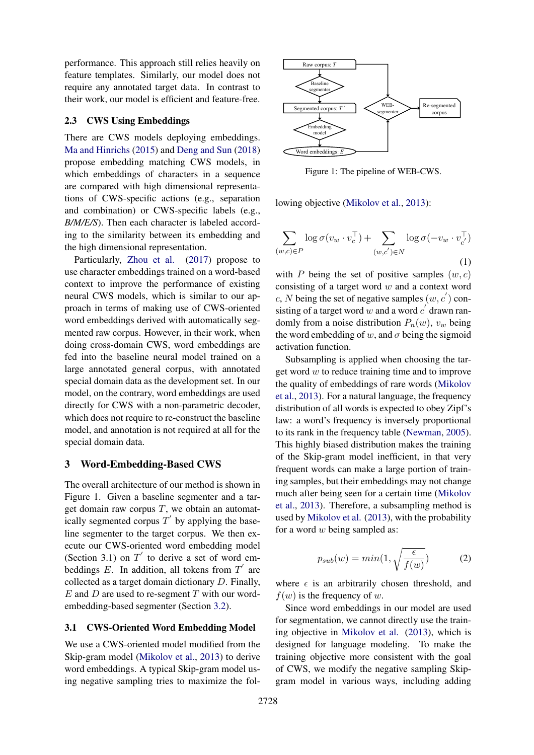performance. This approach still relies heavily on feature templates. Similarly, our model does not require any annotated target data. In contrast to their work, our model is efficient and feature-free.

### 2.3 CWS Using Embeddings

There are CWS models deploying embeddings. Ma and Hinrichs (2015) and Deng and Sun (2018) propose embedding matching CWS models, in which embeddings of characters in a sequence are compared with high dimensional representations of CWS-specific actions (e.g., separation and combination) or CWS-specific labels (e.g., *B/M/E/S*). Then each character is labeled according to the similarity between its embedding and the high dimensional representation.

Particularly, Zhou et al. (2017) propose to use character embeddings trained on a word-based context to improve the performance of existing neural CWS models, which is similar to our approach in terms of making use of CWS-oriented word embeddings derived with automatically segmented raw corpus. However, in their work, when doing cross-domain CWS, word embeddings are fed into the baseline neural model trained on a large annotated general corpus, with annotated special domain data as the development set. In our model, on the contrary, word embeddings are used directly for CWS with a non-parametric decoder, which does not require to re-construct the baseline model, and annotation is not required at all for the special domain data.

## 3 Word-Embedding-Based CWS

The overall architecture of our method is shown in Figure 1. Given a baseline segmenter and a target domain raw corpus $T$, we obtain an automatically segmented corpus $T^{'}$ by applying the baseline segmenter to the target corpus. We then execute our CWS-oriented word embedding model (Section 3.1) on $T^{'}$ to derive a set of word embeddings $E$. In addition, all tokens from $T^{'}$ are collected as a target domain dictionary $D$. Finally, $E$ and $D$ are used to re-segment $T$ with our word-embedding-based segmenter (Section 3.2).

### 3.1 CWS-Oriented Word Embedding Model

We use a CWS-oriented model modified from the Skip-gram model (Mikolov et al., 2013) to derive word embeddings. A typical Skip-gram model using negative sampling tries to maximize the following objective (Mikolov et al., 2013):

Raw corpus: $T$ → Baseline segmenter → Segmented corpus: $T^{'}$ → Embedding model → Word embeddings: $E$; Raw corpus, Segmented corpus and Word embeddings → WEB-segmenter → Re-segmented corpus

Figure 1: The pipeline of WEB-CWS.

$$\sum_{(w,c)\in P} \log \sigma(v_w \cdot v_c^\top) + \sum_{(w,c^{'})\in N} \log \sigma(-v_w \cdot v_{c^{'}}^\top) \tag{1}$$

with $P$ being the set of positive samples $(w, c)$ consisting of a target word $w$ and a context word $c$, $N$ being the set of negative samples $(w, c^{'})$ consisting of a target word $w$ and a word $c^{'}$ drawn randomly from a noise distribution $P_n(w)$, $v_w$ being the word embedding of $w$, and $\sigma$ being the sigmoid activation function.

Subsampling is applied when choosing the target word $w$ to reduce training time and to improve the quality of embeddings of rare words (Mikolov et al., 2013). For a natural language, the frequency distribution of all words is expected to obey Zipf's law: a word's frequency is inversely proportional to its rank in the frequency table (Newman, 2005). This highly biased distribution makes the training of the Skip-gram model inefficient, in that very frequent words can make a large portion of training samples, but their embeddings may not change much after being seen for a certain time (Mikolov et al., 2013). Therefore, a subsampling method is used by Mikolov et al. (2013), with the probability for a word $w$ being sampled as:

$$p_{sub}(w) = min(1, \sqrt{\frac{\epsilon}{f(w)}}) \tag{2}$$

where $\epsilon$ is an arbitrarily chosen threshold, and $f(w)$ is the frequency of $w$.

Since word embeddings in our model are used for segmentation, we cannot directly use the training objective in Mikolov et al. (2013), which is designed for language modeling. To make the training objective more consistent with the goal of CWS, we modify the negative sampling Skip-gram model in various ways, including adding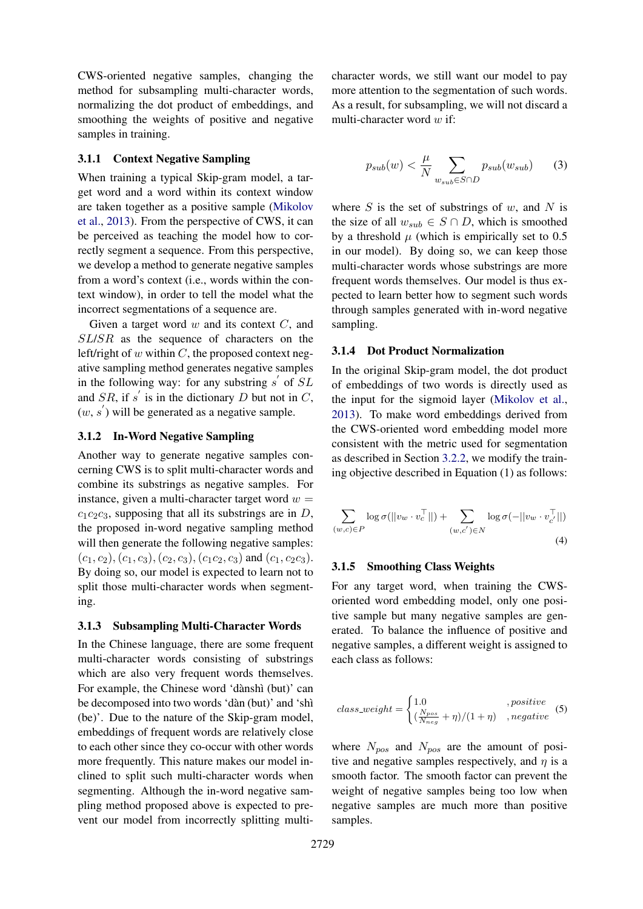CWS-oriented negative samples, changing the method for subsampling multi-character words, normalizing the dot product of embeddings, and smoothing the weights of positive and negative samples in training.

### 3.1.1 Context Negative Sampling

When training a typical Skip-gram model, a target word and a word within its context window are taken together as a positive sample (Mikolov et al., 2013). From the perspective of CWS, it can be perceived as teaching the model how to correctly segment a sequence. From this perspective, we develop a method to generate negative samples from a word's context (i.e., words within the context window), in order to tell the model what the incorrect segmentations of a sequence are.

Given a target word $w$ and its context $C$, and $SL$/$SR$ as the sequence of characters on the left/right of $w$ within $C$, the proposed context negative sampling method generates negative samples in the following way: for any substring $s^{'}$ of $SL$ and $SR$, if $s^{'}$ is in the dictionary $D$ but not in $C$, $(w, s^{'})$ will be generated as a negative sample.

### 3.1.2 In-Word Negative Sampling

Another way to generate negative samples concerning CWS is to split multi-character words and combine its substrings as negative samples. For instance, given a multi-character target word $w = c_1c_2c_3$, supposing that all its substrings are in $D$, the proposed in-word negative sampling method will then generate the following negative samples: $(c_1, c_2), (c_1, c_3), (c_2, c_3), (c_1c_2, c_3)$ and $(c_1, c_2c_3)$. By doing so, our model is expected to learn not to split those multi-character words when segmenting.

### 3.1.3 Subsampling Multi-Character Words

In the Chinese language, there are some frequent multi-character words consisting of substrings which are also very frequent words themselves. For example, the Chinese word 'dànshì (but)' can be decomposed into two words 'dàn (but)' and 'shì (be)'. Due to the nature of the Skip-gram model, embeddings of frequent words are relatively close to each other since they co-occur with other words more frequently. This nature makes our model inclined to split such multi-character words when segmenting. Although the in-word negative sampling method proposed above is expected to prevent our model from incorrectly splitting multi-character words, we still want our model to pay more attention to the segmentation of such words. As a result, for subsampling, we will not discard a multi-character word $w$ if:

$$p_{sub}(w) < \frac{\mu}{N} \sum_{w_{sub} \in S \cap D} p_{sub}(w_{sub}) \tag{3}$$

where $S$ is the set of substrings of $w$, and $N$ is the size of all $w_{sub} \in S \cap D$, which is smoothed by a threshold $\mu$ (which is empirically set to 0.5 in our model). By doing so, we can keep those multi-character words whose substrings are more frequent words themselves. Our model is thus expected to learn better how to segment such words through samples generated with in-word negative sampling.

### 3.1.4 Dot Product Normalization

In the original Skip-gram model, the dot product of embeddings of two words is directly used as the input for the sigmoid layer (Mikolov et al., 2013). To make word embeddings derived from the CWS-oriented word embedding model more consistent with the metric used for segmentation as described in Section 3.2.2, we modify the training objective described in Equation (1) as follows:

$$\sum_{(w,c) \in P} \log \sigma(||v_w \cdot v_c^{\top}||) + \sum_{(w,c^{'}) \in N} \log \sigma(-||v_w \cdot v_{c^{'}}^{\top}||) \tag{4}$$

### 3.1.5 Smoothing Class Weights

For any target word, when training the CWS-oriented word embedding model, only one positive sample but many negative samples are generated. To balance the influence of positive and negative samples, a different weight is assigned to each class as follows:

$$class\_weight = \begin{cases} 1.0 & ,positive \\ (\frac{N_{pos}}{N_{neg}} + \eta)/(1+\eta) & ,negative \end{cases} \tag{5}$$

where $N_{pos}$ and $N_{pos}$ are the amount of positive and negative samples respectively, and $\eta$ is a smooth factor. The smooth factor can prevent the weight of negative samples being too low when negative samples are much more than positive samples.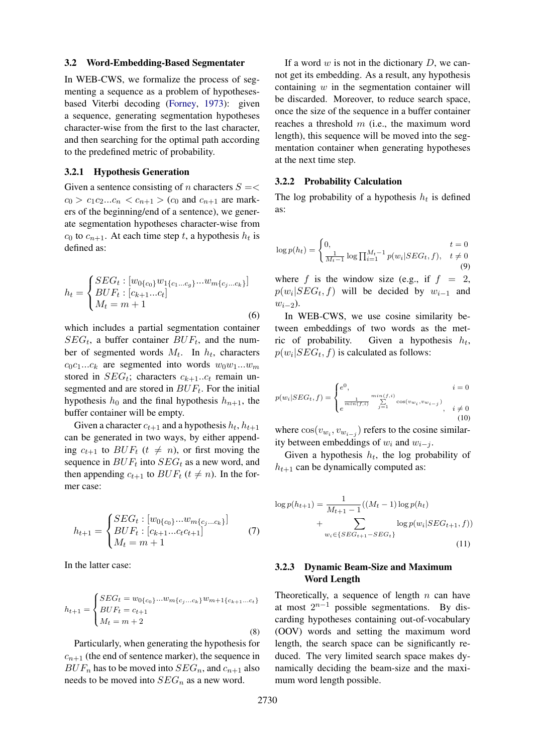### 3.2 Word-Embedding-Based Segmentater

In WEB-CWS, we formalize the process of segmenting a sequence as a problem of hypotheses-based Viterbi decoding (Forney, 1973): given a sequence, generating segmentation hypotheses character-wise from the first to the last character, and then searching for the optimal path according to the predefined metric of probability.

#### 3.2.1 Hypothesis Generation

Given a sentence consisting of $n$ characters $S =< c_0 > c_1 c_2 ... c_n < c_{n+1} >$ ($c_0$ and $c_{n+1}$ are markers of the beginning/end of a sentence), we generate segmentation hypotheses character-wise from $c_0$ to $c_{n+1}$. At each time step $t$, a hypothesis $h_t$ is defined as:

$$h_t = \begin{cases} SEG_t : [w_{0\{c_0\}} w_{1\{c_1 ... c_g\}} ... w_{m\{c_j ... c_k\}}] \\ BUF_t : [c_{k+1} ... c_t] \\ M_t = m + 1 \end{cases} \tag{6}$$

which includes a partial segmentation container $SEG_t$, a buffer container $BUF_t$, and the number of segmented words $M_t$. In $h_t$, characters $c_0 c_1 ... c_k$ are segmented into words $w_0 w_1 ... w_m$ stored in $SEG_t$; characters $c_{k+1} .. c_t$ remain unsegmented and are stored in $BUF_t$. For the initial hypothesis $h_0$ and the final hypothesis $h_{n+1}$, the buffer container will be empty.

Given a character $c_{t+1}$ and a hypothesis $h_t$, $h_{t+1}$ can be generated in two ways, by either appending $c_{t+1}$ to $BUF_t$ ($t \neq n$), or first moving the sequence in $BUF_t$ into $SEG_t$ as a new word, and then appending $c_{t+1}$ to $BUF_t$ ($t \neq n$). In the former case:

$$h_{t+1} = \begin{cases} SEG_t : [w_{0\{c_0\}} ... w_{m\{c_j ... c_k\}}] \\ BUF_t : [c_{k+1} ... c_t c_{t+1}] \\ M_t = m + 1 \end{cases} \tag{7}$$

In the latter case:

$$h_{t+1} = \begin{cases} SEG_t = w_{0\{c_0\}} ... w_{m\{c_j ... c_k\}} w_{m+1\{c_{k+1} ... c_t\}} \\ BUF_t = c_{t+1} \\ M_t = m + 2 \end{cases} \tag{8}$$

Particularly, when generating the hypothesis for $c_{n+1}$ (the end of sentence marker), the sequence in $BUF_n$ has to be moved into $SEG_n$, and $c_{n+1}$ also needs to be moved into $SEG_n$ as a new word.

If a word $w$ is not in the dictionary $D$, we cannot get its embedding. As a result, any hypothesis containing $w$ in the segmentation container will be discarded. Moreover, to reduce search space, once the size of the sequence in a buffer container reaches a threshold $m$ (i.e., the maximum word length), this sequence will be moved into the segmentation container when generating hypotheses at the next time step.

#### 3.2.2 Probability Calculation

The log probability of a hypothesis $h_t$ is defined as:

$$\log p(h_t) = \begin{cases} 0, & t = 0 \\ \frac{1}{M_t - 1} \log \prod_{i=1}^{M_t - 1} p(w_i | SEG_t, f), & t \neq 0 \end{cases} \tag{9}$$

where $f$ is the window size (e.g., if $f = 2$, $p(w_i | SEG_t, f)$ will be decided by $w_{i-1}$ and $w_{i-2}$).

In WEB-CWS, we use cosine similarity between embeddings of two words as the metric of probability. Given a hypothesis $h_t$, $p(w_i | SEG_t, f)$ is calculated as follows:

$$p(w_i | SEG_t, f) = \begin{cases} e^0, & i = 0 \\ e^{\frac{1}{min(f,i)} \sum_{j=1}^{min(f,i)} \cos(v_{w_i}, v_{w_{i-j}})}, & i \neq 0 \end{cases} \tag{10}$$

where $\cos(v_{w_i}, v_{w_{i-j}})$ refers to the cosine similarity between embeddings of $w_i$ and $w_{i-j}$.

Given a hypothesis $h_t$, the log probability of $h_{t+1}$ can be dynamically computed as:

$$\log p(h_{t+1}) = \frac{1}{M_{t+1} - 1} ((M_t - 1) \log p(h_t) + \sum_{w_i \in \{SEG_{t+1} - SEG_t\}} \log p(w_i | SEG_{t+1}, f)) \tag{11}$$

#### 3.2.3 Dynamic Beam-Size and Maximum Word Length

Theoretically, a sequence of length $n$ can have at most $2^{n-1}$ possible segmentations. By discarding hypotheses containing out-of-vocabulary (OOV) words and setting the maximum word length, the search space can be significantly reduced. The very limited search space makes dynamically deciding the beam-size and the maximum word length possible.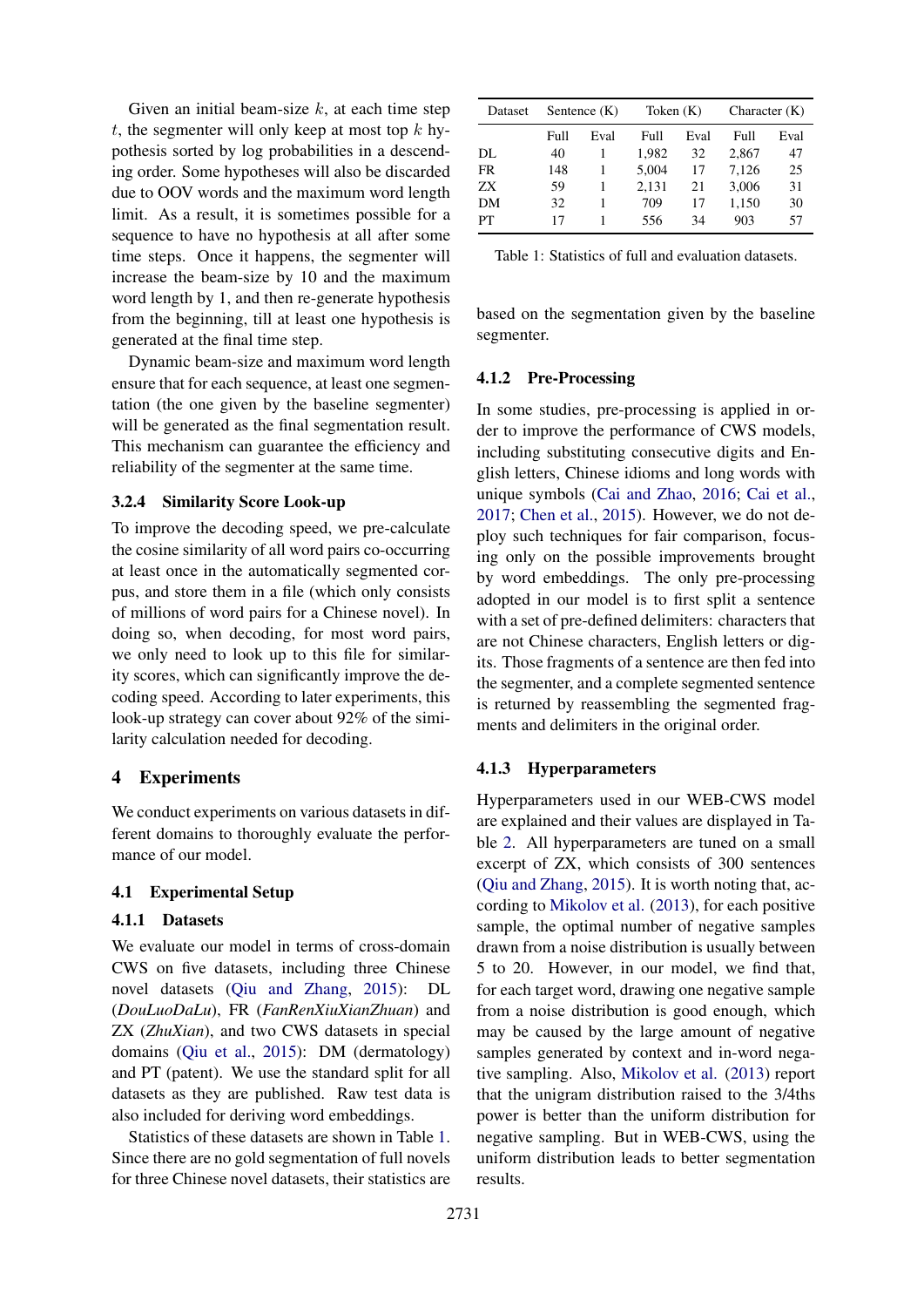Given an initial beam-size $k$, at each time step $t$, the segmenter will only keep at most top $k$ hypothesis sorted by log probabilities in a descending order. Some hypotheses will also be discarded due to OOV words and the maximum word length limit. As a result, it is sometimes possible for a sequence to have no hypothesis at all after some time steps. Once it happens, the segmenter will increase the beam-size by 10 and the maximum word length by 1, and then re-generate hypothesis from the beginning, till at least one hypothesis is generated at the final time step.

Dynamic beam-size and maximum word length ensure that for each sequence, at least one segmentation (the one given by the baseline segmenter) will be generated as the final segmentation result. This mechanism can guarantee the efficiency and reliability of the segmenter at the same time.

### 3.2.4 Similarity Score Look-up

To improve the decoding speed, we pre-calculate the cosine similarity of all word pairs co-occurring at least once in the automatically segmented corpus, and store them in a file (which only consists of millions of word pairs for a Chinese novel). In doing so, when decoding, for most word pairs, we only need to look up to this file for similarity scores, which can significantly improve the decoding speed. According to later experiments, this look-up strategy can cover about 92% of the similarity calculation needed for decoding.

## 4 Experiments

We conduct experiments on various datasets in different domains to thoroughly evaluate the performance of our model.

### 4.1 Experimental Setup

### 4.1.1 Datasets

We evaluate our model in terms of cross-domain CWS on five datasets, including three Chinese novel datasets (Qiu and Zhang, 2015): DL (*DouLuoDaLu*), FR (*FanRenXiuXianZhuan*) and ZX (*ZhuXian*), and two CWS datasets in special domains (Qiu et al., 2015): DM (dermatology) and PT (patent). We use the standard split for all datasets as they are published. Raw test data is also included for deriving word embeddings.

Statistics of these datasets are shown in Table 1. Since there are no gold segmentation of full novels for three Chinese novel datasets, their statistics are based on the segmentation given by the baseline segmenter.

| Dataset | Sentence (K) | | Token (K) | | Character (K) | |
|---|---|---|---|---|---|---|
| | Full | Eval | Full | Eval | Full | Eval |
| DL | 40 | 1 | 1,982 | 32 | 2,867 | 47 |
| FR | 148 | 1 | 5,004 | 17 | 7,126 | 25 |
| ZX | 59 | 1 | 2,131 | 21 | 3,006 | 31 |
| DM | 32 | 1 | 709 | 17 | 1,150 | 30 |
| PT | 17 | 1 | 556 | 34 | 903 | 57 |

Table 1: Statistics of full and evaluation datasets.

### 4.1.2 Pre-Processing

In some studies, pre-processing is applied in order to improve the performance of CWS models, including substituting consecutive digits and English letters, Chinese idioms and long words with unique symbols (Cai and Zhao, 2016; Cai et al., 2017; Chen et al., 2015). However, we do not deploy such techniques for fair comparison, focusing only on the possible improvements brought by word embeddings. The only pre-processing adopted in our model is to first split a sentence with a set of pre-defined delimiters: characters that are not Chinese characters, English letters or digits. Those fragments of a sentence are then fed into the segmenter, and a complete segmented sentence is returned by reassembling the segmented fragments and delimiters in the original order.

### 4.1.3 Hyperparameters

Hyperparameters used in our WEB-CWS model are explained and their values are displayed in Table 2. All hyperparameters are tuned on a small excerpt of ZX, which consists of 300 sentences (Qiu and Zhang, 2015). It is worth noting that, according to Mikolov et al. (2013), for each positive sample, the optimal number of negative samples drawn from a noise distribution is usually between 5 to 20. However, in our model, we find that, for each target word, drawing one negative sample from a noise distribution is good enough, which may be caused by the large amount of negative samples generated by context and in-word negative sampling. Also, Mikolov et al. (2013) report that the unigram distribution raised to the 3/4ths power is better than the uniform distribution for negative sampling. But in WEB-CWS, using the uniform distribution leads to better segmentation results.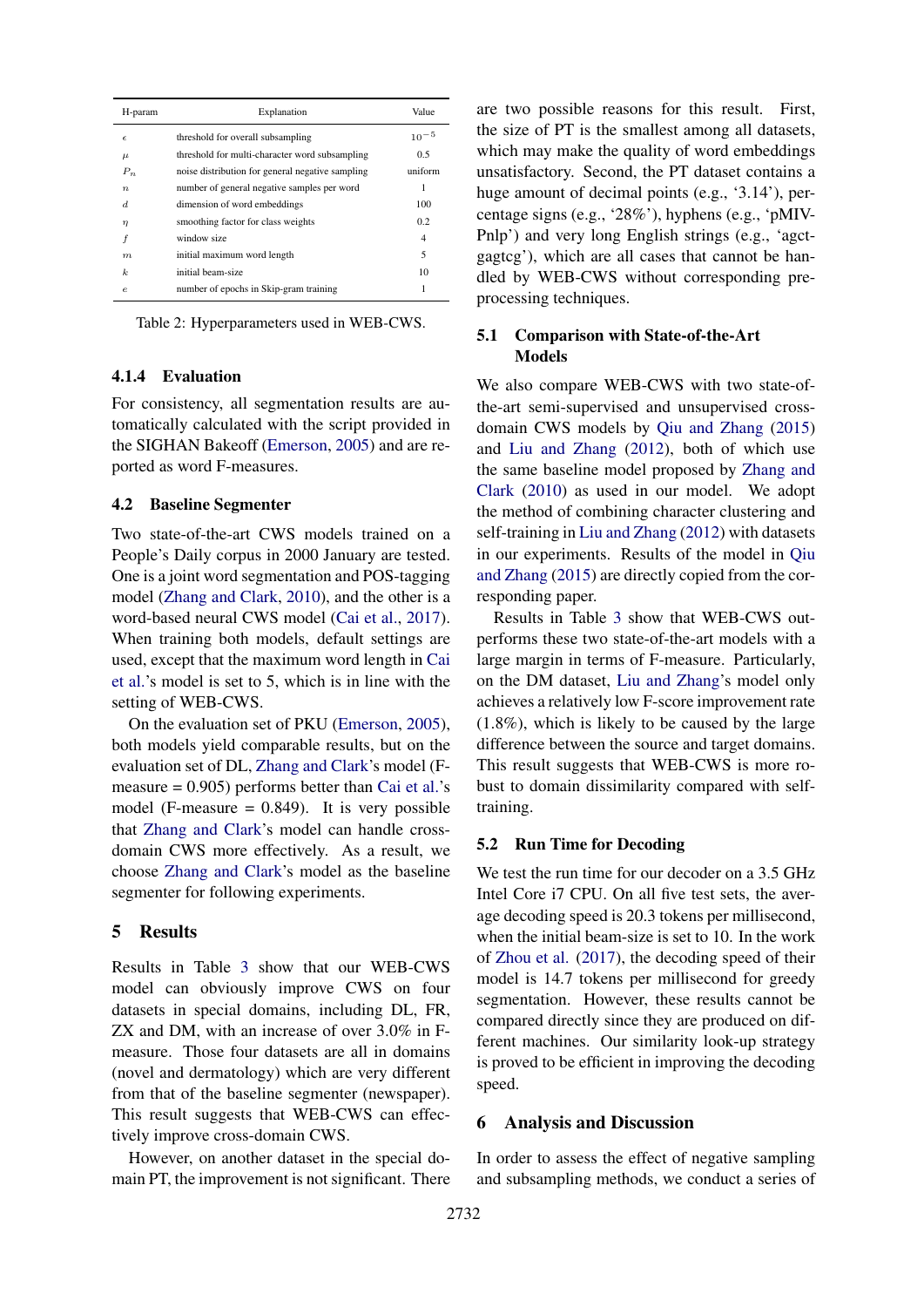| H-param | Explanation | Value |
|---|---|---|
| $\epsilon$ | threshold for overall subsampling | $10^{-5}$ |
| $\mu$ | threshold for multi-character word subsampling | 0.5 |
| $P_n$ | noise distribution for general negative sampling | uniform |
| $n$ | number of general negative samples per word | 1 |
| $d$ | dimension of word embeddings | 100 |
| $\eta$ | smoothing factor for class weights | 0.2 |
| $f$ | window size | 4 |
| $m$ | initial maximum word length | 5 |
| $k$ | initial beam-size | 10 |
| $e$ | number of epochs in Skip-gram training | 1 |

Table 2: Hyperparameters used in WEB-CWS.

### 4.1.4 Evaluation

For consistency, all segmentation results are automatically calculated with the script provided in the SIGHAN Bakeoff (Emerson, 2005) and are reported as word F-measures.

## 4.2 Baseline Segmenter

Two state-of-the-art CWS models trained on a People's Daily corpus in 2000 January are tested. One is a joint word segmentation and POS-tagging model (Zhang and Clark, 2010), and the other is a word-based neural CWS model (Cai et al., 2017). When training both models, default settings are used, except that the maximum word length in Cai et al.'s model is set to 5, which is in line with the setting of WEB-CWS.

On the evaluation set of PKU (Emerson, 2005), both models yield comparable results, but on the evaluation set of DL, Zhang and Clark's model (F-measure = 0.905) performs better than Cai et al.'s model (F-measure = 0.849). It is very possible that Zhang and Clark's model can handle cross-domain CWS more effectively. As a result, we choose Zhang and Clark's model as the baseline segmenter for following experiments.

# 5 Results

Results in Table 3 show that our WEB-CWS model can obviously improve CWS on four datasets in special domains, including DL, FR, ZX and DM, with an increase of over 3.0% in F-measure. Those four datasets are all in domains (novel and dermatology) which are very different from that of the baseline segmenter (newspaper). This result suggests that WEB-CWS can effectively improve cross-domain CWS.

However, on another dataset in the special domain PT, the improvement is not significant. There are two possible reasons for this result. First, the size of PT is the smallest among all datasets, which may make the quality of word embeddings unsatisfactory. Second, the PT dataset contains a huge amount of decimal points (e.g., '3.14'), percentage signs (e.g., '28%'), hyphens (e.g., 'pMIV-Pnlp') and very long English strings (e.g., 'agctgagtcg'), which are all cases that cannot be handled by WEB-CWS without corresponding preprocessing techniques.

## 5.1 Comparison with State-of-the-Art Models

We also compare WEB-CWS with two state-of-the-art semi-supervised and unsupervised cross-domain CWS models by Qiu and Zhang (2015) and Liu and Zhang (2012), both of which use the same baseline model proposed by Zhang and Clark (2010) as used in our model. We adopt the method of combining character clustering and self-training in Liu and Zhang (2012) with datasets in our experiments. Results of the model in Qiu and Zhang (2015) are directly copied from the corresponding paper.

Results in Table 3 show that WEB-CWS outperforms these two state-of-the-art models with a large margin in terms of F-measure. Particularly, on the DM dataset, Liu and Zhang's model only achieves a relatively low F-score improvement rate (1.8%), which is likely to be caused by the large difference between the source and target domains. This result suggests that WEB-CWS is more robust to domain dissimilarity compared with self-training.

## 5.2 Run Time for Decoding

We test the run time for our decoder on a 3.5 GHz Intel Core i7 CPU. On all five test sets, the average decoding speed is 20.3 tokens per millisecond, when the initial beam-size is set to 10. In the work of Zhou et al. (2017), the decoding speed of their model is 14.7 tokens per millisecond for greedy segmentation. However, these results cannot be compared directly since they are produced on different machines. Our similarity look-up strategy is proved to be efficient in improving the decoding speed.

# 6 Analysis and Discussion

In order to assess the effect of negative sampling and subsampling methods, we conduct a series of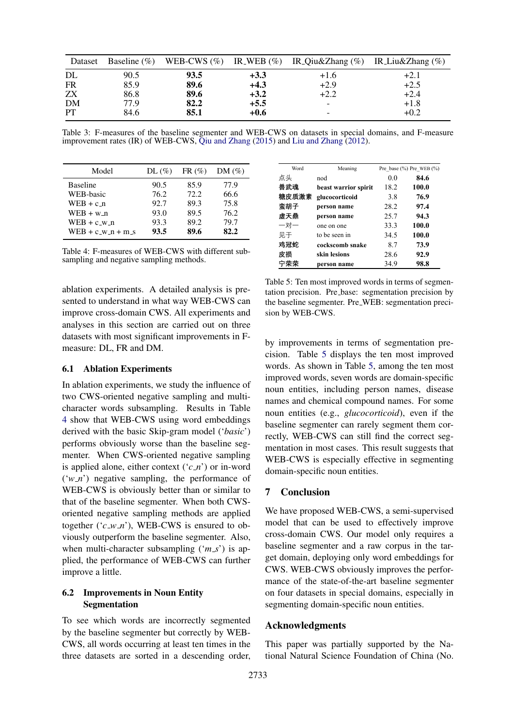| Dataset | Baseline (%) | WEB-CWS (%) | IR_WEB (%) | IR_Qiu&Zhang (%) | IR_Liu&Zhang (%) |
|---|---|---|---|---|---|
| DL | 90.5 | **93.5** | **+3.3** | +1.6 | +2.1 |
| FR | 85.9 | **89.6** | **+4.3** | +2.9 | +2.5 |
| ZX | 86.8 | **89.6** | **+3.2** | +2.2 | +2.4 |
| DM | 77.9 | **82.2** | **+5.5** | - | +1.8 |
| PT | 84.6 | **85.1** | **+0.6** | - | +0.2 |

Table 3: F-measures of the baseline segmenter and WEB-CWS on datasets in special domains, and F-measure improvement rates (IR) of WEB-CWS, Qiu and Zhang (2015) and Liu and Zhang (2012).

| Model | DL (%) | FR (%) | DM (%) |
|---|---|---|---|
| Baseline | 90.5 | 85.9 | 77.9 |
| WEB-basic | 76.2 | 72.2 | 66.6 |
| WEB + c_n | 92.7 | 89.3 | 75.8 |
| WEB + w_n | 93.0 | 89.5 | 76.2 |
| WEB + c_w_n | 93.3 | 89.2 | 79.7 |
| WEB + c_w_n + m_s | **93.5** | **89.6** | **82.2** |

Table 4: F-measures of WEB-CWS with different subsampling and negative sampling methods.

ablation experiments. A detailed analysis is presented to understand in what way WEB-CWS can improve cross-domain CWS. All experiments and analyses in this section are carried out on three datasets with most significant improvements in F-measure: DL, FR and DM.

### 6.1 Ablation Experiments

In ablation experiments, we study the influence of two CWS-oriented negative sampling and multi-character words subsampling. Results in Table 4 show that WEB-CWS using word embeddings derived with the basic Skip-gram model ('*basic*') performs obviously worse than the baseline segmenter. When CWS-oriented negative sampling is applied alone, either context ('*c_n*') or in-word ('*w_n*') negative sampling, the performance of WEB-CWS is obviously better than or similar to that of the baseline segmenter. When both CWS-oriented negative sampling methods are applied together ('*c_w_n*'), WEB-CWS is ensured to obviously outperform the baseline segmenter. Also, when multi-character subsampling ('*m_s*') is applied, the performance of WEB-CWS can further improve a little.

### 6.2 Improvements in Noun Entity Segmentation

To see which words are incorrectly segmented by the baseline segmenter but correctly by WEB-CWS, all words occurring at least ten times in the three datasets are sorted in a descending order, by improvements in terms of segmentation precision. Table 5 displays the ten most improved words. As shown in Table 5, among the ten most improved words, seven words are domain-specific noun entities, including person names, disease names and chemical compound names. For some noun entities (e.g., *glucocorticoid*), even if the baseline segmenter can rarely segment them correctly, WEB-CWS can still find the correct segmentation in most cases. This result suggests that WEB-CWS is especially effective in segmenting domain-specific noun entities.

| Word | Meaning | Pre_base (%) | Pre_WEB (%) |
|---|---|---|---|
| 点头 | nod | 0.0 | **84.6** |
| **兽武魂** | **beast warrior spirit** | 18.2 | **100.0** |
| **糖皮质激素** | **glucocorticoid** | 3.8 | **76.9** |
| **蛮胡子** | **person name** | 28.2 | **97.4** |
| **虚天鼎** | **person name** | 25.7 | **94.3** |
| 一对一 | one on one | 33.3 | **100.0** |
| 见于 | to be seen in | 34.5 | **100.0** |
| **鸡冠蛇** | **cockscomb snake** | 8.7 | **73.9** |
| **皮损** | **skin lesions** | 28.6 | **92.9** |
| **宁荣荣** | **person name** | 34.9 | **98.8** |

Table 5: Ten most improved words in terms of segmentation precision. Pre_base: segmentation precision by the baseline segmenter. Pre_WEB: segmentation precision by WEB-CWS.

## 7 Conclusion

We have proposed WEB-CWS, a semi-supervised model that can be used to effectively improve cross-domain CWS. Our model only requires a baseline segmenter and a raw corpus in the target domain, deploying only word embeddings for CWS. WEB-CWS obviously improves the performance of the state-of-the-art baseline segmenter on four datasets in special domains, especially in segmenting domain-specific noun entities.

## Acknowledgments

This paper was partially supported by the National Natural Science Foundation of China (No.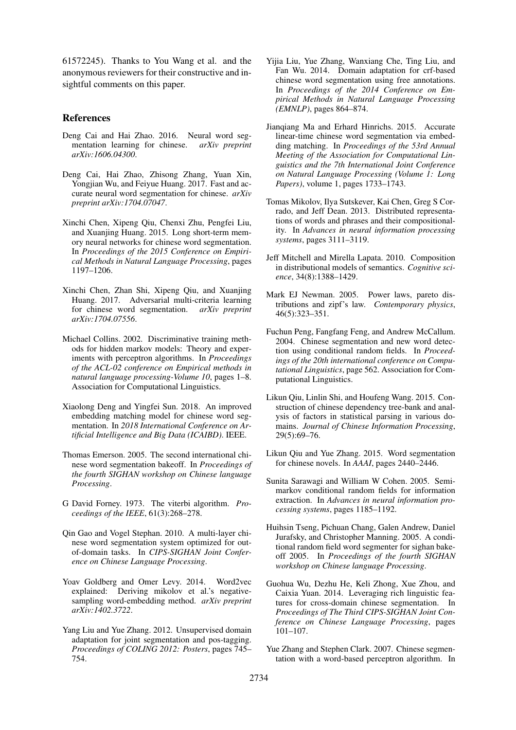61572245). Thanks to You Wang et al. and the anonymous reviewers for their constructive and insightful comments on this paper.

## References

Deng Cai and Hai Zhao. 2016. Neural word segmentation learning for chinese. *arXiv preprint arXiv:1606.04300*.

Deng Cai, Hai Zhao, Zhisong Zhang, Yuan Xin, Yongjian Wu, and Feiyue Huang. 2017. Fast and accurate neural word segmentation for chinese. *arXiv preprint arXiv:1704.07047*.

Xinchi Chen, Xipeng Qiu, Chenxi Zhu, Pengfei Liu, and Xuanjing Huang. 2015. Long short-term memory neural networks for chinese word segmentation. In *Proceedings of the 2015 Conference on Empirical Methods in Natural Language Processing*, pages 1197–1206.

Xinchi Chen, Zhan Shi, Xipeng Qiu, and Xuanjing Huang. 2017. Adversarial multi-criteria learning for chinese word segmentation. *arXiv preprint arXiv:1704.07556*.

Michael Collins. 2002. Discriminative training methods for hidden markov models: Theory and experiments with perceptron algorithms. In *Proceedings of the ACL-02 conference on Empirical methods in natural language processing-Volume 10*, pages 1–8. Association for Computational Linguistics.

Xiaolong Deng and Yingfei Sun. 2018. An improved embedding matching model for chinese word segmentation. In *2018 International Conference on Artificial Intelligence and Big Data (ICAIBD)*. IEEE.

Thomas Emerson. 2005. The second international chinese word segmentation bakeoff. In *Proceedings of the fourth SIGHAN workshop on Chinese language Processing*.

G David Forney. 1973. The viterbi algorithm. *Proceedings of the IEEE*, 61(3):268–278.

Qin Gao and Vogel Stephan. 2010. A multi-layer chinese word segmentation system optimized for out-of-domain tasks. In *CIPS-SIGHAN Joint Conference on Chinese Language Processing*.

Yoav Goldberg and Omer Levy. 2014. Word2vec explained: Deriving mikolov et al.'s negative-sampling word-embedding method. *arXiv preprint arXiv:1402.3722*.

Yang Liu and Yue Zhang. 2012. Unsupervised domain adaptation for joint segmentation and pos-tagging. *Proceedings of COLING 2012: Posters*, pages 745–754.

Yijia Liu, Yue Zhang, Wanxiang Che, Ting Liu, and Fan Wu. 2014. Domain adaptation for crf-based chinese word segmentation using free annotations. In *Proceedings of the 2014 Conference on Empirical Methods in Natural Language Processing (EMNLP)*, pages 864–874.

Jianqiang Ma and Erhard Hinrichs. 2015. Accurate linear-time chinese word segmentation via embedding matching. In *Proceedings of the 53rd Annual Meeting of the Association for Computational Linguistics and the 7th International Joint Conference on Natural Language Processing (Volume 1: Long Papers)*, volume 1, pages 1733–1743.

Tomas Mikolov, Ilya Sutskever, Kai Chen, Greg S Corrado, and Jeff Dean. 2013. Distributed representations of words and phrases and their compositionality. In *Advances in neural information processing systems*, pages 3111–3119.

Jeff Mitchell and Mirella Lapata. 2010. Composition in distributional models of semantics. *Cognitive science*, 34(8):1388–1429.

Mark EJ Newman. 2005. Power laws, pareto distributions and zipf's law. *Contemporary physics*, 46(5):323–351.

Fuchun Peng, Fangfang Feng, and Andrew McCallum. 2004. Chinese segmentation and new word detection using conditional random fields. In *Proceedings of the 20th international conference on Computational Linguistics*, page 562. Association for Computational Linguistics.

Likun Qiu, Linlin Shi, and Houfeng Wang. 2015. Construction of chinese dependency tree-bank and analysis of factors in statistical parsing in various domains. *Journal of Chinese Information Processing*, 29(5):69–76.

Likun Qiu and Yue Zhang. 2015. Word segmentation for chinese novels. In *AAAI*, pages 2440–2446.

Sunita Sarawagi and William W Cohen. 2005. Semi-markov conditional random fields for information extraction. In *Advances in neural information processing systems*, pages 1185–1192.

Huihsin Tseng, Pichuan Chang, Galen Andrew, Daniel Jurafsky, and Christopher Manning. 2005. A conditional random field word segmenter for sighan bakeoff 2005. In *Proceedings of the fourth SIGHAN workshop on Chinese language Processing*.

Guohua Wu, Dezhu He, Keli Zhong, Xue Zhou, and Caixia Yuan. 2014. Leveraging rich linguistic features for cross-domain chinese segmentation. In *Proceedings of The Third CIPS-SIGHAN Joint Conference on Chinese Language Processing*, pages 101–107.

Yue Zhang and Stephen Clark. 2007. Chinese segmentation with a word-based perceptron algorithm. In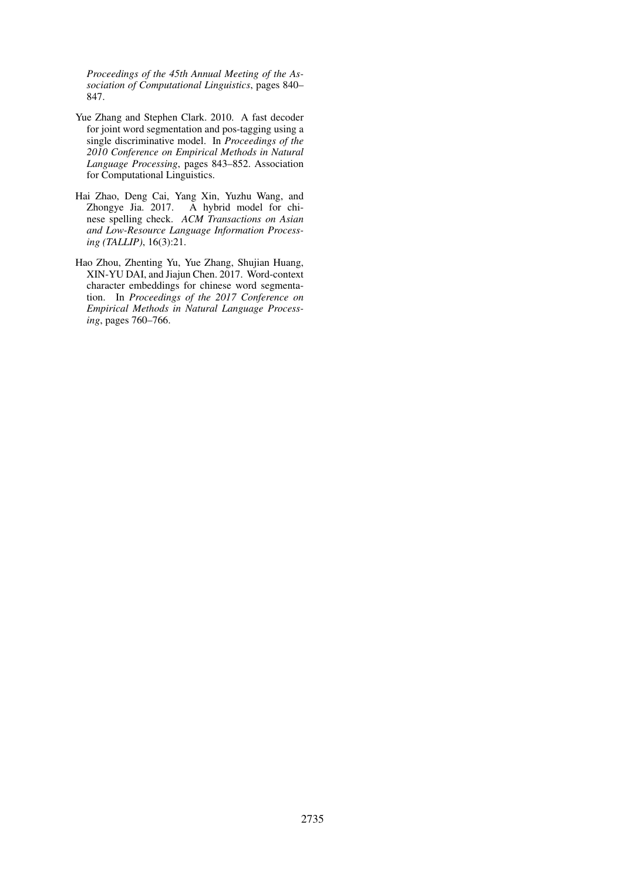*Proceedings of the 45th Annual Meeting of the Association of Computational Linguistics*, pages 840–847.

Yue Zhang and Stephen Clark. 2010. A fast decoder for joint word segmentation and pos-tagging using a single discriminative model. In *Proceedings of the 2010 Conference on Empirical Methods in Natural Language Processing*, pages 843–852. Association for Computational Linguistics.

Hai Zhao, Deng Cai, Yang Xin, Yuzhu Wang, and Zhongye Jia. 2017. A hybrid model for chinese spelling check. *ACM Transactions on Asian and Low-Resource Language Information Processing (TALLIP)*, 16(3):21.

Hao Zhou, Zhenting Yu, Yue Zhang, Shujian Huang, XIN-YU DAI, and Jiajun Chen. 2017. Word-context character embeddings for chinese word segmentation. In *Proceedings of the 2017 Conference on Empirical Methods in Natural Language Processing*, pages 760–766.